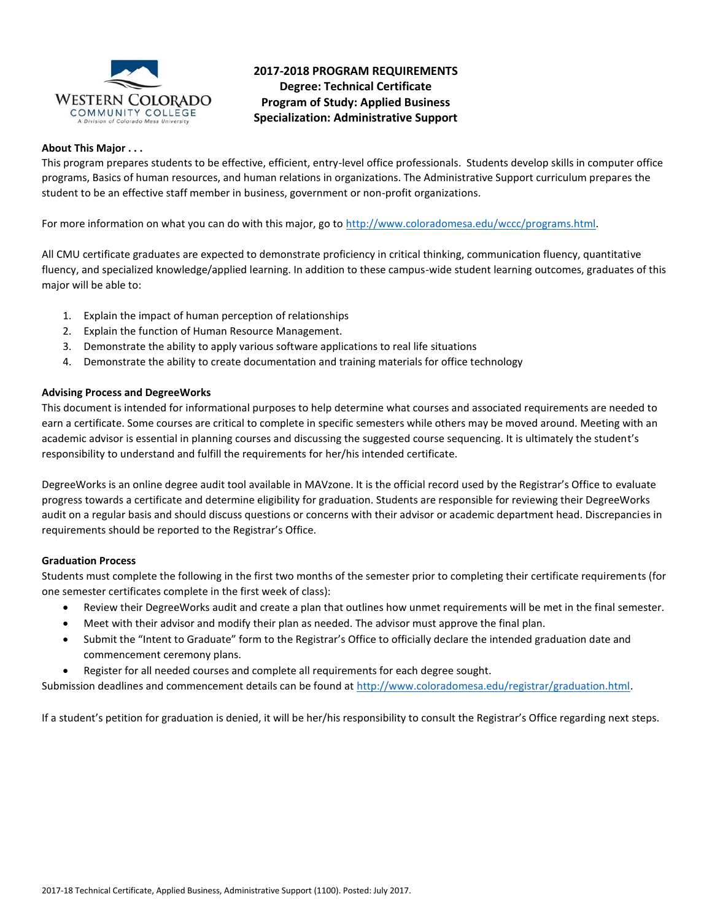# 2017-2018 PROGRAM REQUIREMENTS
## Degree: Technical Certificate
## Program of Study: Applied Business
## Specialization: Administrative Support

**About This Major . . .**

This program prepares students to be effective, efficient, entry-level office professionals. Students develop skills in computer office programs, Basics of human resources, and human relations in organizations. The Administrative Support curriculum prepares the student to be an effective staff member in business, government or non-profit organizations.

For more information on what you can do with this major, go to http://www.coloradomesa.edu/wccc/programs.html.

All CMU certificate graduates are expected to demonstrate proficiency in critical thinking, communication fluency, quantitative fluency, and specialized knowledge/applied learning. In addition to these campus-wide student learning outcomes, graduates of this major will be able to:

1. Explain the impact of human perception of relationships
2. Explain the function of Human Resource Management.
3. Demonstrate the ability to apply various software applications to real life situations
4. Demonstrate the ability to create documentation and training materials for office technology

**Advising Process and DegreeWorks**

This document is intended for informational purposes to help determine what courses and associated requirements are needed to earn a certificate. Some courses are critical to complete in specific semesters while others may be moved around. Meeting with an academic advisor is essential in planning courses and discussing the suggested course sequencing. It is ultimately the student's responsibility to understand and fulfill the requirements for her/his intended certificate.

DegreeWorks is an online degree audit tool available in MAVzone. It is the official record used by the Registrar's Office to evaluate progress towards a certificate and determine eligibility for graduation. Students are responsible for reviewing their DegreeWorks audit on a regular basis and should discuss questions or concerns with their advisor or academic department head. Discrepancies in requirements should be reported to the Registrar's Office.

**Graduation Process**

Students must complete the following in the first two months of the semester prior to completing their certificate requirements (for one semester certificates complete in the first week of class):

- Review their DegreeWorks audit and create a plan that outlines how unmet requirements will be met in the final semester.
- Meet with their advisor and modify their plan as needed. The advisor must approve the final plan.
- Submit the "Intent to Graduate" form to the Registrar's Office to officially declare the intended graduation date and commencement ceremony plans.
- Register for all needed courses and complete all requirements for each degree sought.

Submission deadlines and commencement details can be found at http://www.coloradomesa.edu/registrar/graduation.html.

If a student's petition for graduation is denied, it will be her/his responsibility to consult the Registrar's Office regarding next steps.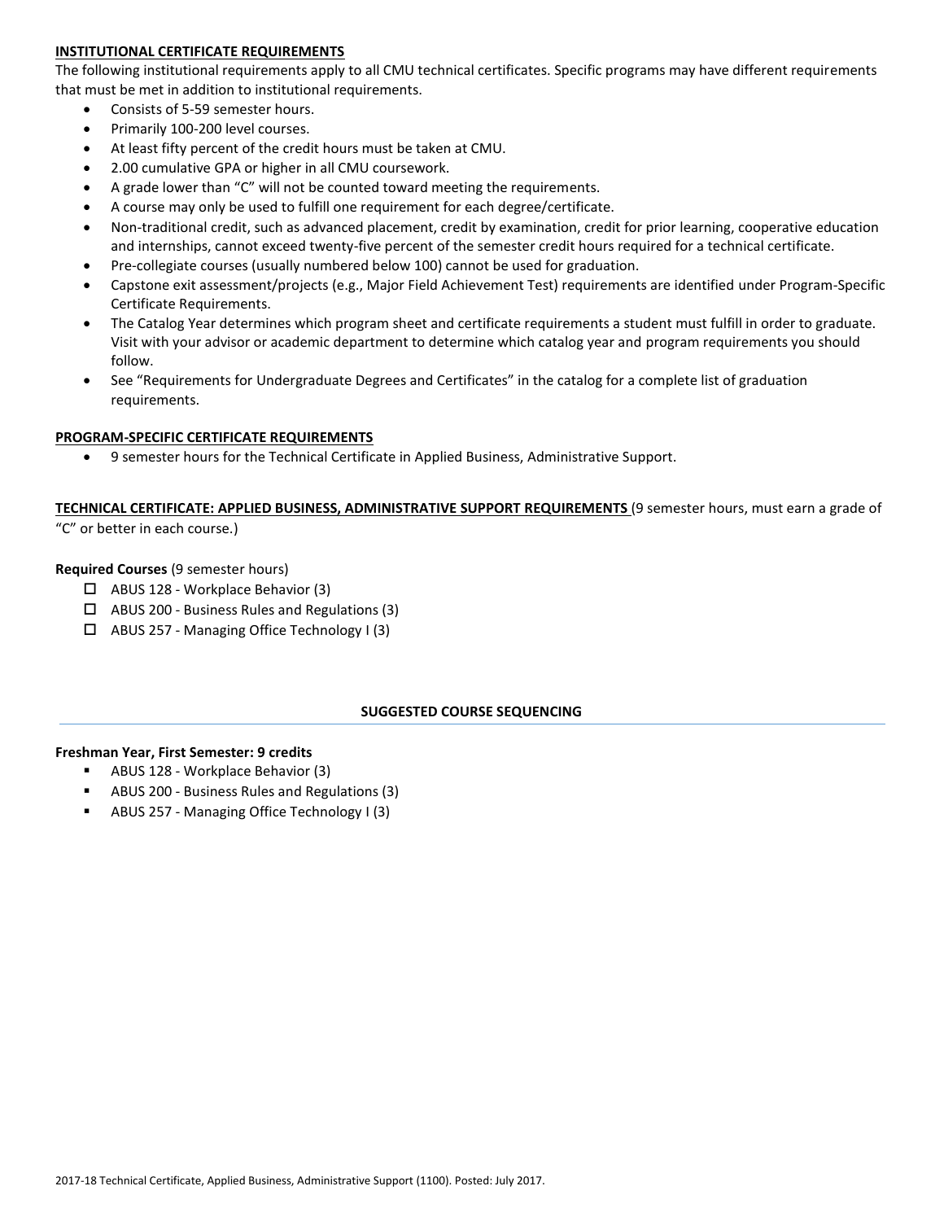**INSTITUTIONAL CERTIFICATE REQUIREMENTS**

The following institutional requirements apply to all CMU technical certificates. Specific programs may have different requirements that must be met in addition to institutional requirements.

- Consists of 5-59 semester hours.
- Primarily 100-200 level courses.
- At least fifty percent of the credit hours must be taken at CMU.
- 2.00 cumulative GPA or higher in all CMU coursework.
- A grade lower than "C" will not be counted toward meeting the requirements.
- A course may only be used to fulfill one requirement for each degree/certificate.
- Non-traditional credit, such as advanced placement, credit by examination, credit for prior learning, cooperative education and internships, cannot exceed twenty-five percent of the semester credit hours required for a technical certificate.
- Pre-collegiate courses (usually numbered below 100) cannot be used for graduation.
- Capstone exit assessment/projects (e.g., Major Field Achievement Test) requirements are identified under Program-Specific Certificate Requirements.
- The Catalog Year determines which program sheet and certificate requirements a student must fulfill in order to graduate. Visit with your advisor or academic department to determine which catalog year and program requirements you should follow.
- See "Requirements for Undergraduate Degrees and Certificates" in the catalog for a complete list of graduation requirements.

**PROGRAM-SPECIFIC CERTIFICATE REQUIREMENTS**

- 9 semester hours for the Technical Certificate in Applied Business, Administrative Support.

**TECHNICAL CERTIFICATE: APPLIED BUSINESS, ADMINISTRATIVE SUPPORT REQUIREMENTS** (9 semester hours, must earn a grade of "C" or better in each course.)

**Required Courses** (9 semester hours)

- ☐ ABUS 128 - Workplace Behavior (3)
- ☐ ABUS 200 - Business Rules and Regulations (3)
- ☐ ABUS 257 - Managing Office Technology I (3)

**SUGGESTED COURSE SEQUENCING**

**Freshman Year, First Semester: 9 credits**

- ABUS 128 - Workplace Behavior (3)
- ABUS 200 - Business Rules and Regulations (3)
- ABUS 257 - Managing Office Technology I (3)

2017-18 Technical Certificate, Applied Business, Administrative Support (1100). Posted: July 2017.